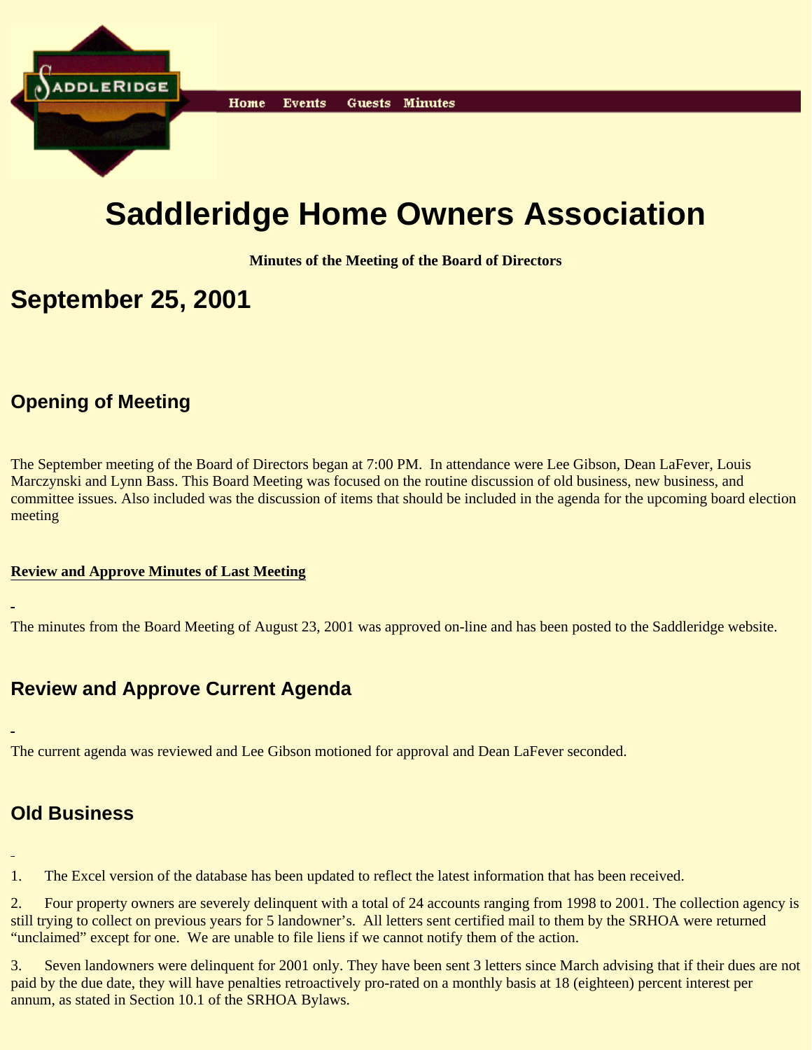Home Events Guests Minutes

# Saddleridge Home Owners Association

**Minutes of the Meeting of the Board of Directors**

## September 25, 2001

### Opening of Meeting

The September meeting of the Board of Directors began at 7:00 PM. In attendance were Lee Gibson, Dean LaFever, Louis Marczynski and Lynn Bass. This Board Meeting was focused on the routine discussion of old business, new business, and committee issues. Also included was the discussion of items that should be included in the agenda for the upcoming board election meeting

**Review and Approve Minutes of Last Meeting**

The minutes from the Board Meeting of August 23, 2001 was approved on-line and has been posted to the Saddleridge website.

### Review and Approve Current Agenda

The current agenda was reviewed and Lee Gibson motioned for approval and Dean LaFever seconded.

### Old Business

1. The Excel version of the database has been updated to reflect the latest information that has been received.

2. Four property owners are severely delinquent with a total of 24 accounts ranging from 1998 to 2001. The collection agency is still trying to collect on previous years for 5 landowner's. All letters sent certified mail to them by the SRHOA were returned "unclaimed" except for one. We are unable to file liens if we cannot notify them of the action.

3. Seven landowners were delinquent for 2001 only. They have been sent 3 letters since March advising that if their dues are not paid by the due date, they will have penalties retroactively pro-rated on a monthly basis at 18 (eighteen) percent interest per annum, as stated in Section 10.1 of the SRHOA Bylaws.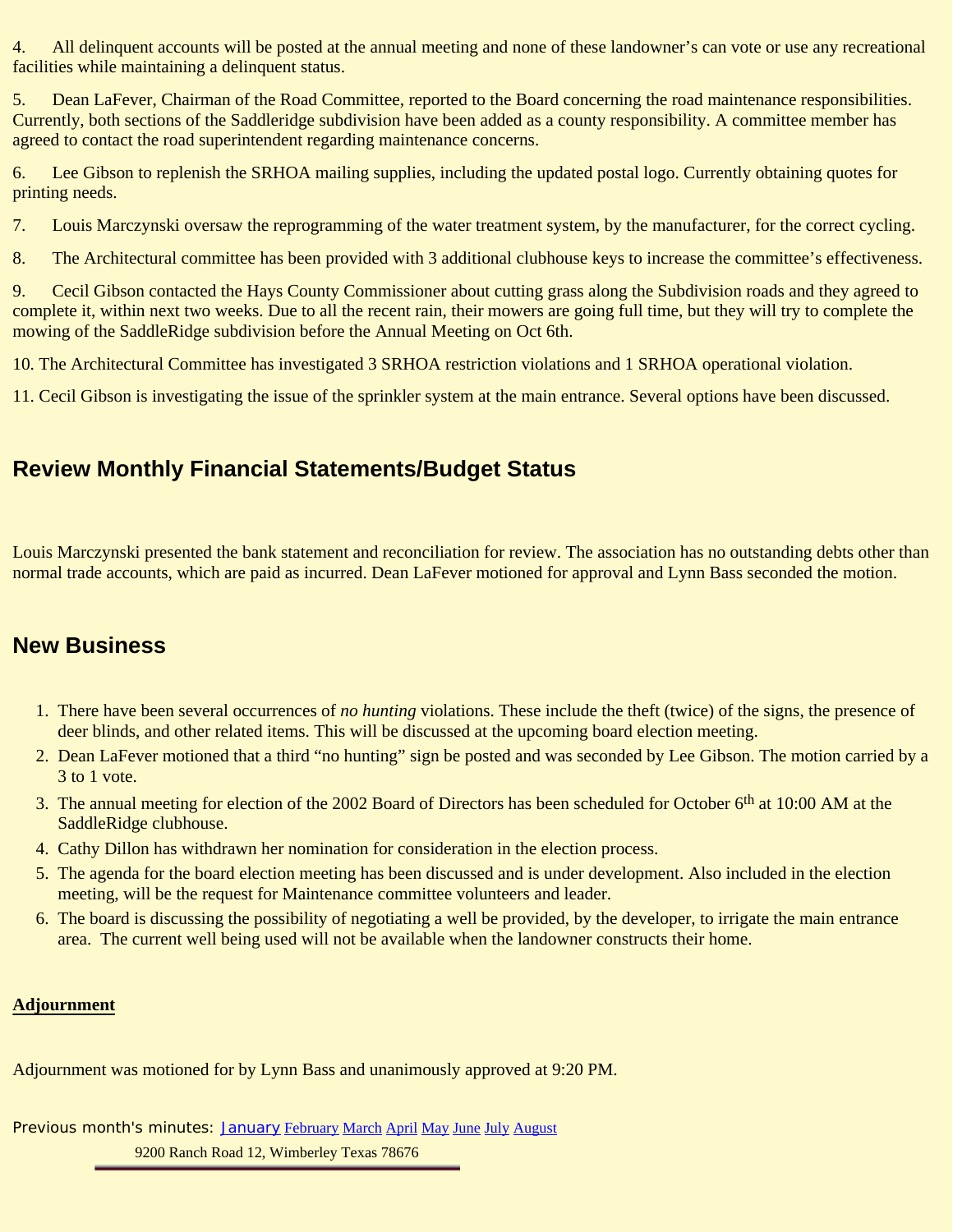4. All delinquent accounts will be posted at the annual meeting and none of these landowner's can vote or use any recreational facilities while maintaining a delinquent status.

5. Dean LaFever, Chairman of the Road Committee, reported to the Board concerning the road maintenance responsibilities. Currently, both sections of the Saddleridge subdivision have been added as a county responsibility. A committee member has agreed to contact the road superintendent regarding maintenance concerns.

6. Lee Gibson to replenish the SRHOA mailing supplies, including the updated postal logo. Currently obtaining quotes for printing needs.

7. Louis Marczynski oversaw the reprogramming of the water treatment system, by the manufacturer, for the correct cycling.

8. The Architectural committee has been provided with 3 additional clubhouse keys to increase the committee's effectiveness.

9. Cecil Gibson contacted the Hays County Commissioner about cutting grass along the Subdivision roads and they agreed to complete it, within next two weeks. Due to all the recent rain, their mowers are going full time, but they will try to complete the mowing of the SaddleRidge subdivision before the Annual Meeting on Oct 6th.

10. The Architectural Committee has investigated 3 SRHOA restriction violations and 1 SRHOA operational violation.

11. Cecil Gibson is investigating the issue of the sprinkler system at the main entrance. Several options have been discussed.

## Review Monthly Financial Statements/Budget Status

Louis Marczynski presented the bank statement and reconciliation for review. The association has no outstanding debts other than normal trade accounts, which are paid as incurred. Dean LaFever motioned for approval and Lynn Bass seconded the motion.

## New Business

1. There have been several occurrences of *no hunting* violations. These include the theft (twice) of the signs, the presence of deer blinds, and other related items. This will be discussed at the upcoming board election meeting.
2. Dean LaFever motioned that a third "no hunting" sign be posted and was seconded by Lee Gibson. The motion carried by a 3 to 1 vote.
3. The annual meeting for election of the 2002 Board of Directors has been scheduled for October 6th at 10:00 AM at the SaddleRidge clubhouse.
4. Cathy Dillon has withdrawn her nomination for consideration in the election process.
5. The agenda for the board election meeting has been discussed and is under development. Also included in the election meeting, will be the request for Maintenance committee volunteers and leader.
6. The board is discussing the possibility of negotiating a well be provided, by the developer, to irrigate the main entrance area. The current well being used will not be available when the landowner constructs their home.

**Adjournment**

Adjournment was motioned for by Lynn Bass and unanimously approved at 9:20 PM.

Previous month's minutes: January February March April May June July August

9200 Ranch Road 12, Wimberley Texas 78676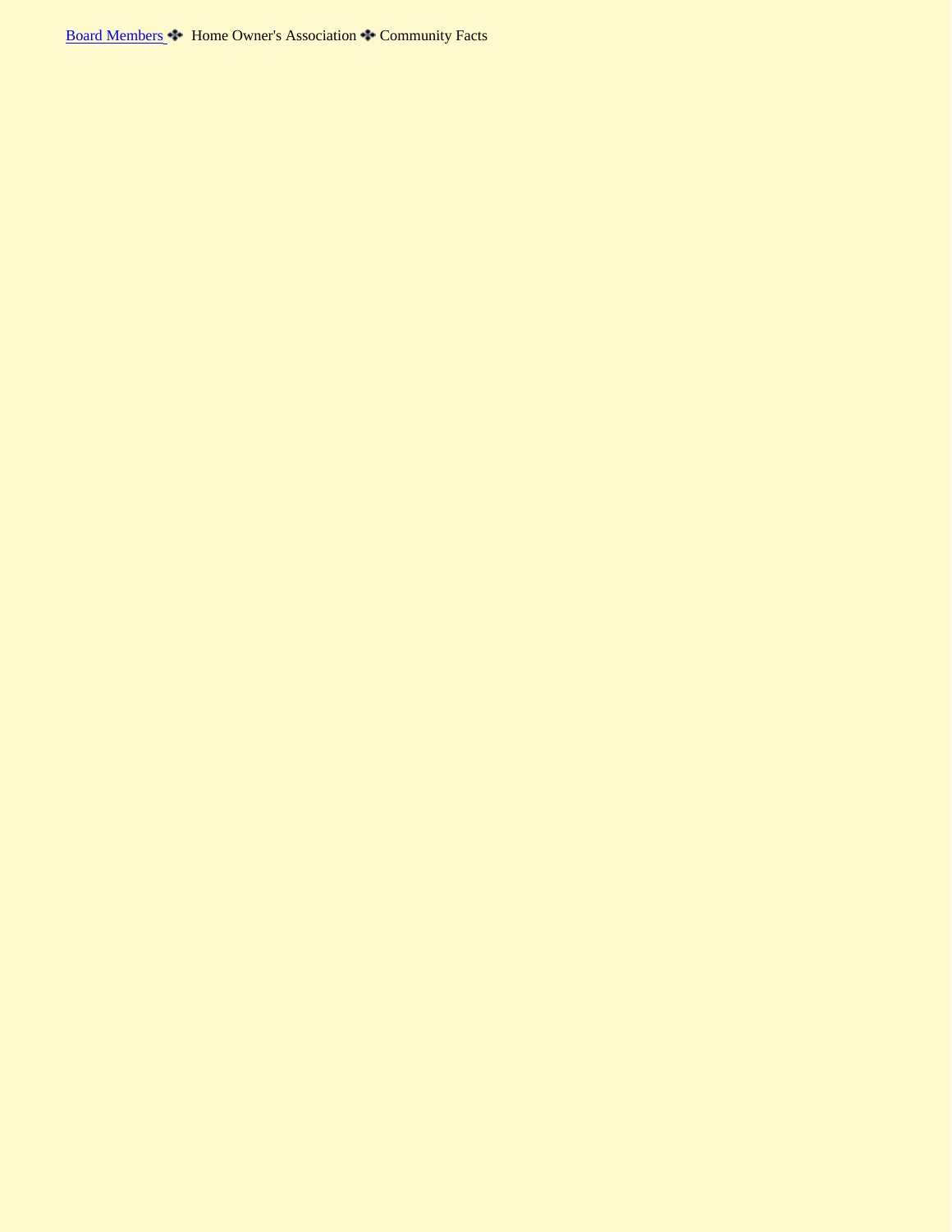[Board Members ](#) ✤ Home Owner's Association ✤ Community Facts